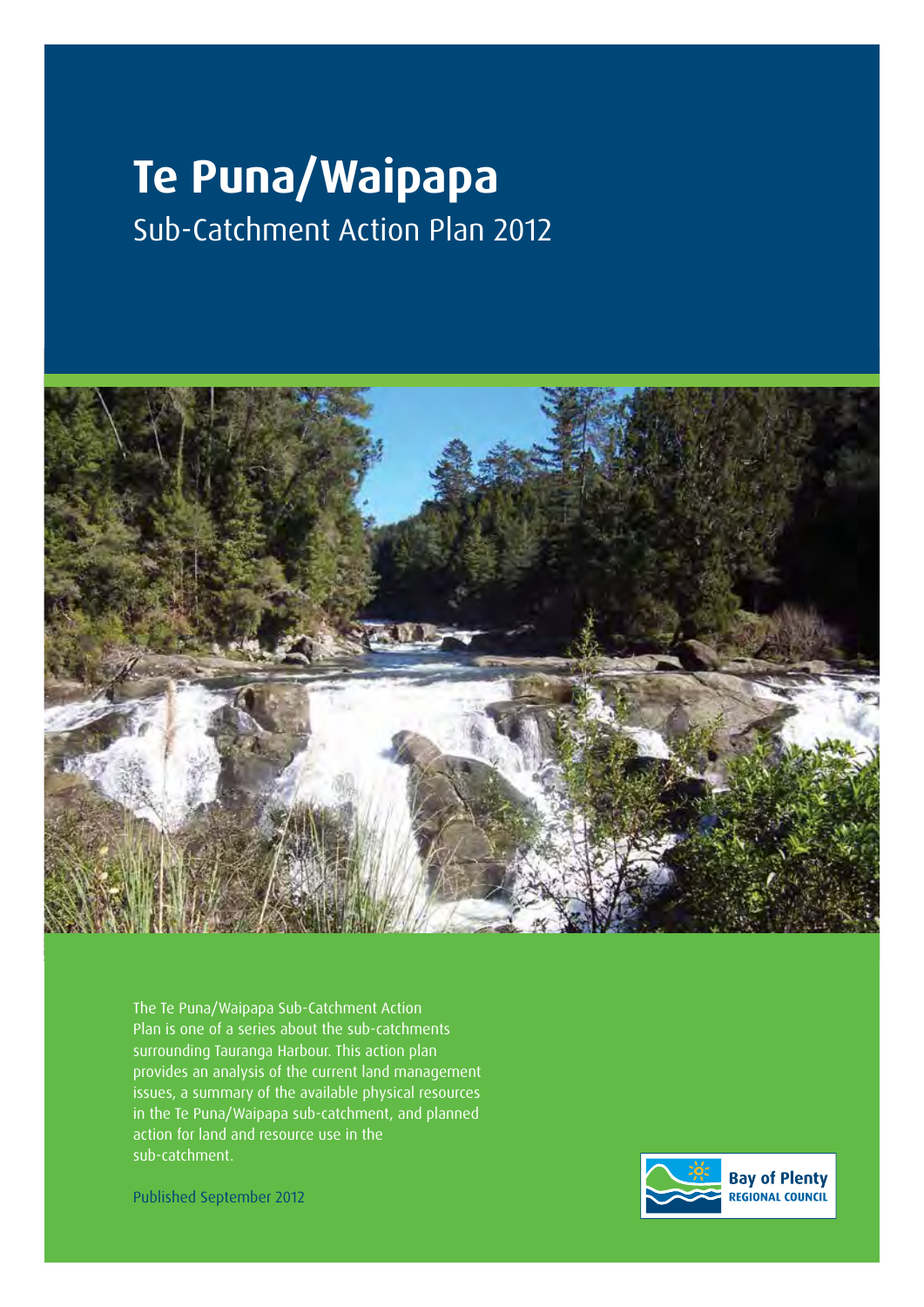# Te Puna/Waipapa

## Sub-Catchment Action Plan 2012

The Te Puna/Waipapa Sub-Catchment Action Plan is one of a series about the sub-catchments surrounding Tauranga Harbour. This action plan provides an analysis of the current land management issues, a summary of the available physical resources in the Te Puna/Waipapa sub-catchment, and planned action for land and resource use in the sub-catchment.

Published September 2012

Bay of Plenty REGIONAL COUNCIL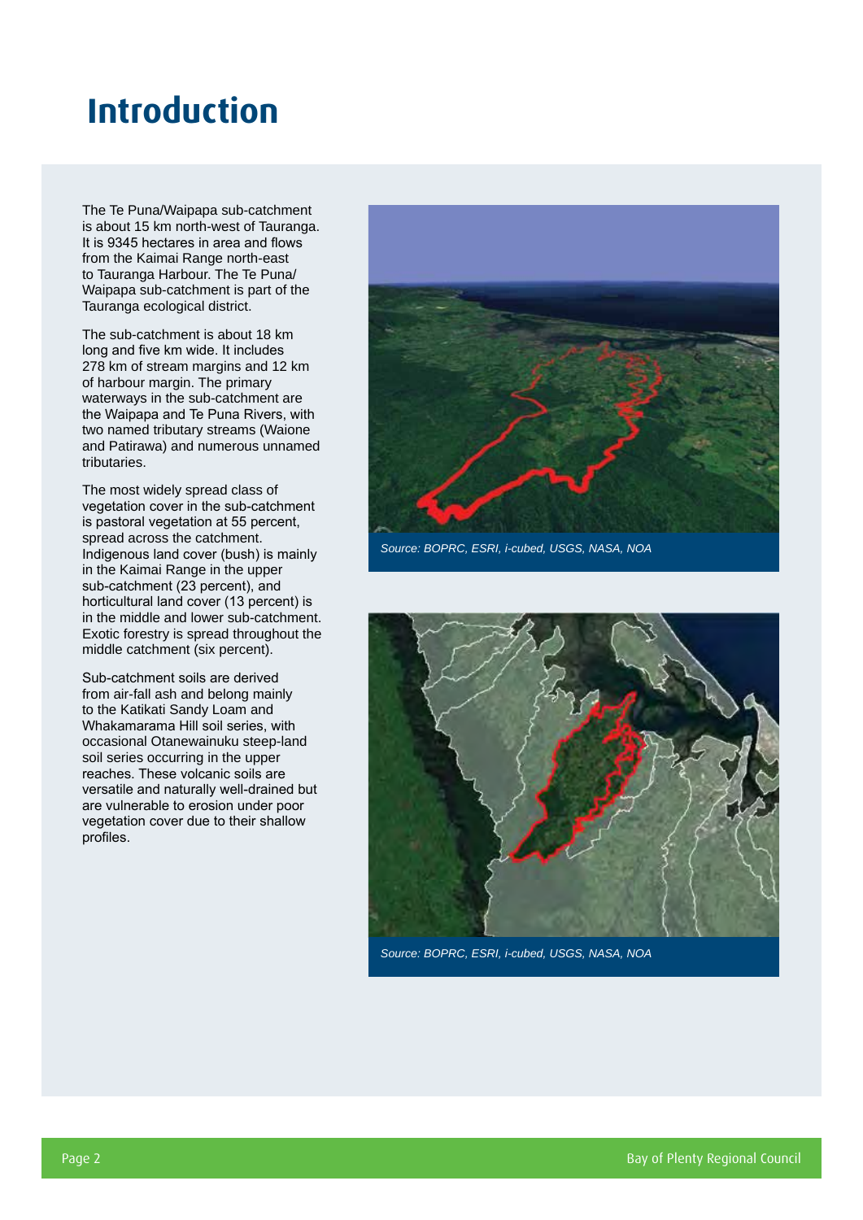# Introduction

The Te Puna/Waipapa sub-catchment is about 15 km north-west of Tauranga. It is 9345 hectares in area and flows from the Kaimai Range north-east to Tauranga Harbour. The Te Puna/Waipapa sub-catchment is part of the Tauranga ecological district.

The sub-catchment is about 18 km long and five km wide. It includes 278 km of stream margins and 12 km of harbour margin. The primary waterways in the sub-catchment are the Waipapa and Te Puna Rivers, with two named tributary streams (Waione and Patirawa) and numerous unnamed tributaries.

The most widely spread class of vegetation cover in the sub-catchment is pastoral vegetation at 55 percent, spread across the catchment. Indigenous land cover (bush) is mainly in the Kaimai Range in the upper sub-catchment (23 percent), and horticultural land cover (13 percent) is in the middle and lower sub-catchment. Exotic forestry is spread throughout the middle catchment (six percent).

Sub-catchment soils are derived from air-fall ash and belong mainly to the Katikati Sandy Loam and Whakamarama Hill soil series, with occasional Otanewainuku steep-land soil series occurring in the upper reaches. These volcanic soils are versatile and naturally well-drained but are vulnerable to erosion under poor vegetation cover due to their shallow profiles.

*Source: BOPRC, ESRI, i-cubed, USGS, NASA, NOA*

*Source: BOPRC, ESRI, i-cubed, USGS, NASA, NOA*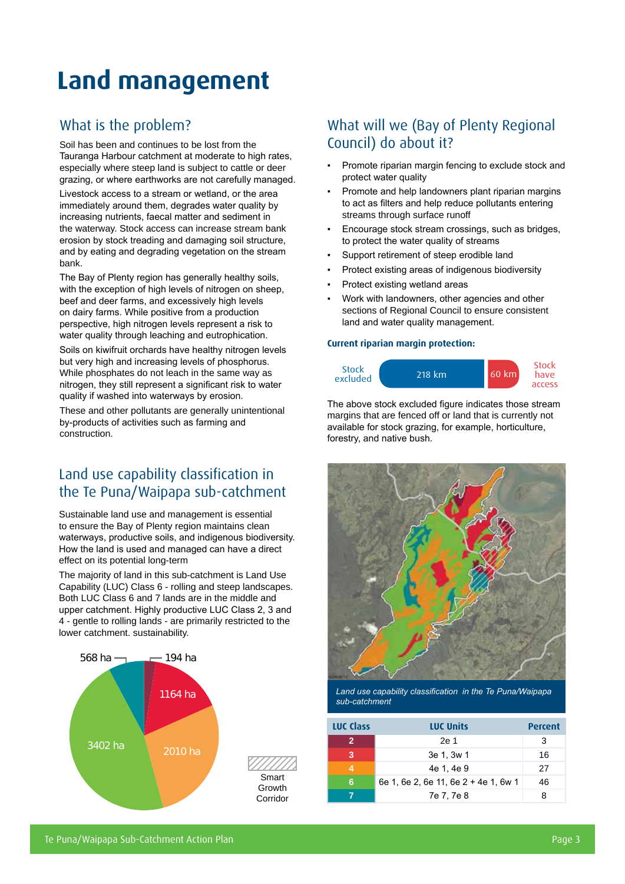# Land management

## What is the problem?

Soil has been and continues to be lost from the Tauranga Harbour catchment at moderate to high rates, especially where steep land is subject to cattle or deer grazing, or where earthworks are not carefully managed.

Livestock access to a stream or wetland, or the area immediately around them, degrades water quality by increasing nutrients, faecal matter and sediment in the waterway. Stock access can increase stream bank erosion by stock treading and damaging soil structure, and by eating and degrading vegetation on the stream bank.

The Bay of Plenty region has generally healthy soils, with the exception of high levels of nitrogen on sheep, beef and deer farms, and excessively high levels on dairy farms. While positive from a production perspective, high nitrogen levels represent a risk to water quality through leaching and eutrophication.

Soils on kiwifruit orchards have healthy nitrogen levels but very high and increasing levels of phosphorus. While phosphates do not leach in the same way as nitrogen, they still represent a significant risk to water quality if washed into waterways by erosion.

These and other pollutants are generally unintentional by-products of activities such as farming and construction.

## Land use capability classification in the Te Puna/Waipapa sub-catchment

Sustainable land use and management is essential to ensure the Bay of Plenty region maintains clean waterways, productive soils, and indigenous biodiversity. How the land is used and managed can have a direct effect on its potential long-term

The majority of land in this sub-catchment is Land Use Capability (LUC) Class 6 - rolling and steep landscapes. Both LUC Class 6 and 7 lands are in the middle and upper catchment. Highly productive LUC Class 2, 3 and 4 - gentle to rolling lands - are primarily restricted to the lower catchment. sustainability.

568 ha
194 ha
1164 ha
2010 ha
3402 ha

Smart Growth Corridor

## What will we (Bay of Plenty Regional Council) do about it?

- Promote riparian margin fencing to exclude stock and protect water quality
- Promote and help landowners plant riparian margins to act as filters and help reduce pollutants entering streams through surface runoff
- Encourage stock stream crossings, such as bridges, to protect the water quality of streams
- Support retirement of steep erodible land
- Protect existing areas of indigenous biodiversity
- Protect existing wetland areas
- Work with landowners, other agencies and other sections of Regional Council to ensure consistent land and water quality management.

### Current riparian margin protection:

Stock excluded: 218 km
Stock have access: 60 km

The above stock excluded figure indicates those stream margins that are fenced off or land that is currently not available for stock grazing, for example, horticulture, forestry, and native bush.

*Land use capability classification in the Te Puna/Waipapa sub-catchment*

| LUC Class | LUC Units | Percent |
|---|---|---|
| 2 | 2e 1 | 3 |
| 3 | 3e 1, 3w 1 | 16 |
| 4 | 4e 1, 4e 9 | 27 |
| 6 | 6e 1, 6e 2, 6e 11, 6e 2 + 4e 1, 6w 1 | 46 |
| 7 | 7e 7, 7e 8 | 8 |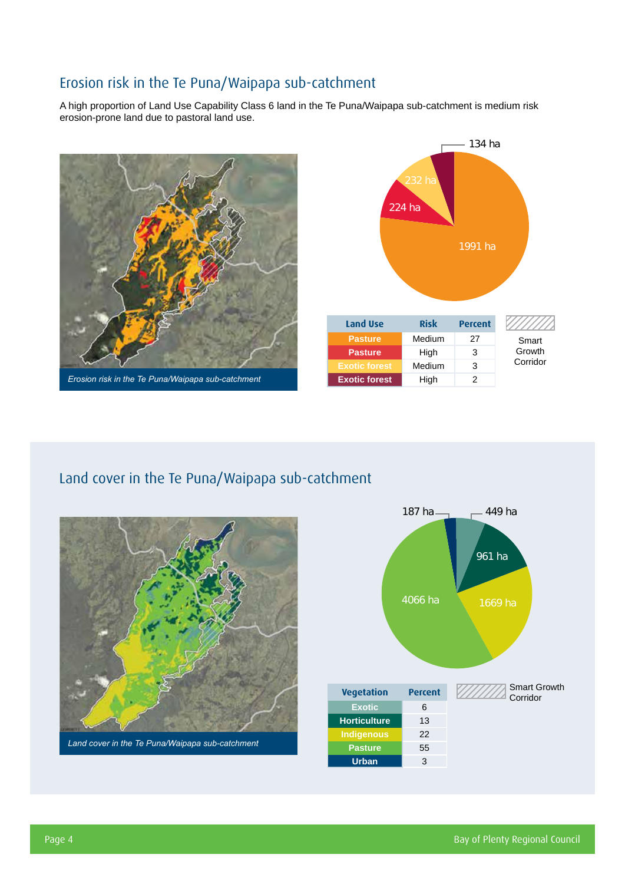## Erosion risk in the Te Puna/Waipapa sub-catchment

A high proportion of Land Use Capability Class 6 land in the Te Puna/Waipapa sub-catchment is medium risk erosion-prone land due to pastoral land use.

*Erosion risk in the Te Puna/Waipapa sub-catchment*

134 ha

232 ha

224 ha

1991 ha

| Land Use | Risk | Percent |
|---|---|---|
| Pasture | Medium | 27 |
| Pasture | High | 3 |
| Exotic forest | Medium | 3 |
| Exotic forest | High | 2 |

Smart Growth Corridor

## Land cover in the Te Puna/Waipapa sub-catchment

*Land cover in the Te Puna/Waipapa sub-catchment*

187 ha

449 ha

961 ha

4066 ha

1669 ha

| Vegetation | Percent |
|---|---|
| Exotic | 6 |
| Horticulture | 13 |
| Indigenous | 22 |
| Pasture | 55 |
| Urban | 3 |

Smart Growth Corridor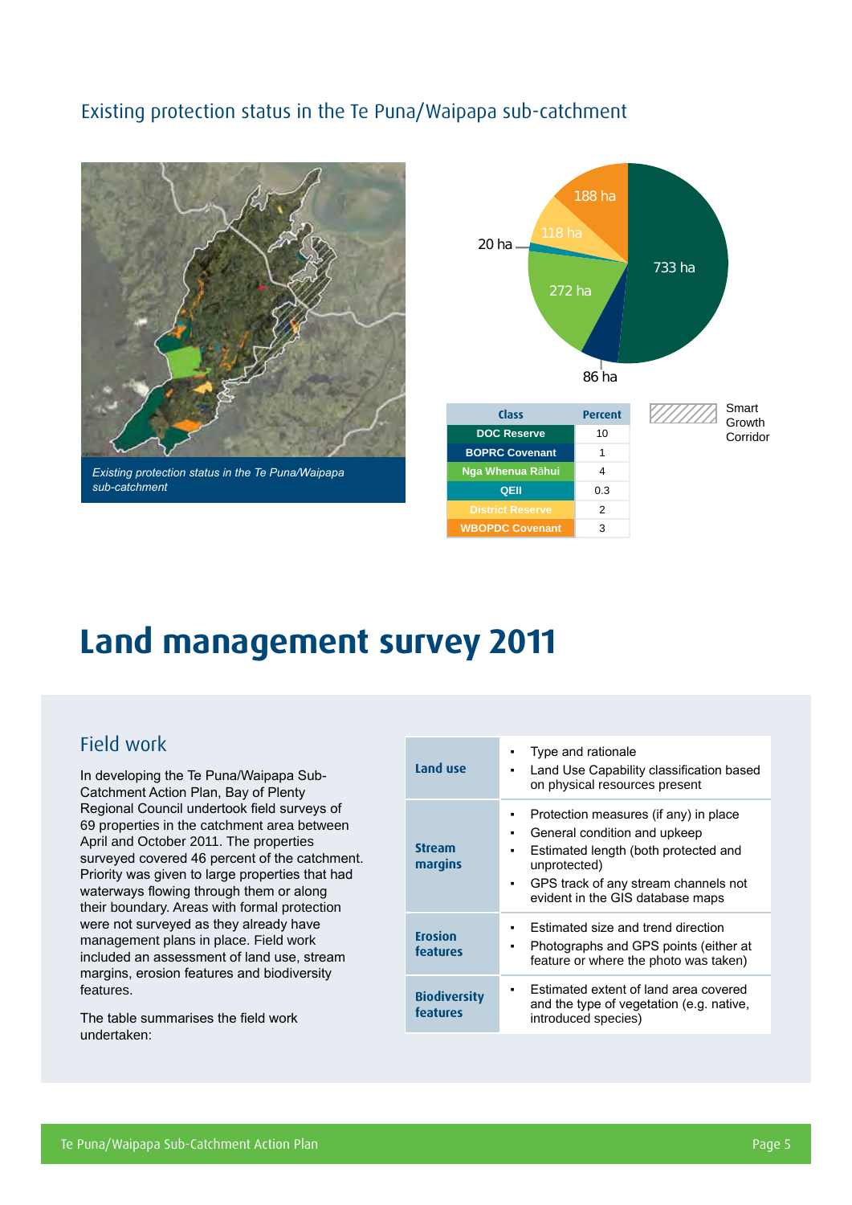## Existing protection status in the Te Puna/Waipapa sub-catchment

*Existing protection status in the Te Puna/Waipapa sub-catchment*

733 ha, 272 ha, 188 ha, 118 ha, 86 ha, 20 ha

| Class | Percent |
|---|---|
| DOC Reserve | 10 |
| BOPRC Covenant | 1 |
| Nga Whenua Rāhui | 4 |
| QEII | 0.3 |
| District Reserve | 2 |
| WBOPDC Covenant | 3 |

Smart Growth Corridor

# Land management survey 2011

## Field work

In developing the Te Puna/Waipapa Sub-Catchment Action Plan, Bay of Plenty Regional Council undertook field surveys of 69 properties in the catchment area between April and October 2011. The properties surveyed covered 46 percent of the catchment. Priority was given to large properties that had waterways flowing through them or along their boundary. Areas with formal protection were not surveyed as they already have management plans in place. Field work included an assessment of land use, stream margins, erosion features and biodiversity features.

The table summarises the field work undertaken:

| | |
|---|---|
| **Land use** | • Type and rationale<br>• Land Use Capability classification based on physical resources present |
| **Stream margins** | • Protection measures (if any) in place<br>• General condition and upkeep<br>• Estimated length (both protected and unprotected)<br>• GPS track of any stream channels not evident in the GIS database maps |
| **Erosion features** | • Estimated size and trend direction<br>• Photographs and GPS points (either at feature or where the photo was taken) |
| **Biodiversity features** | • Estimated extent of land area covered and the type of vegetation (e.g. native, introduced species) |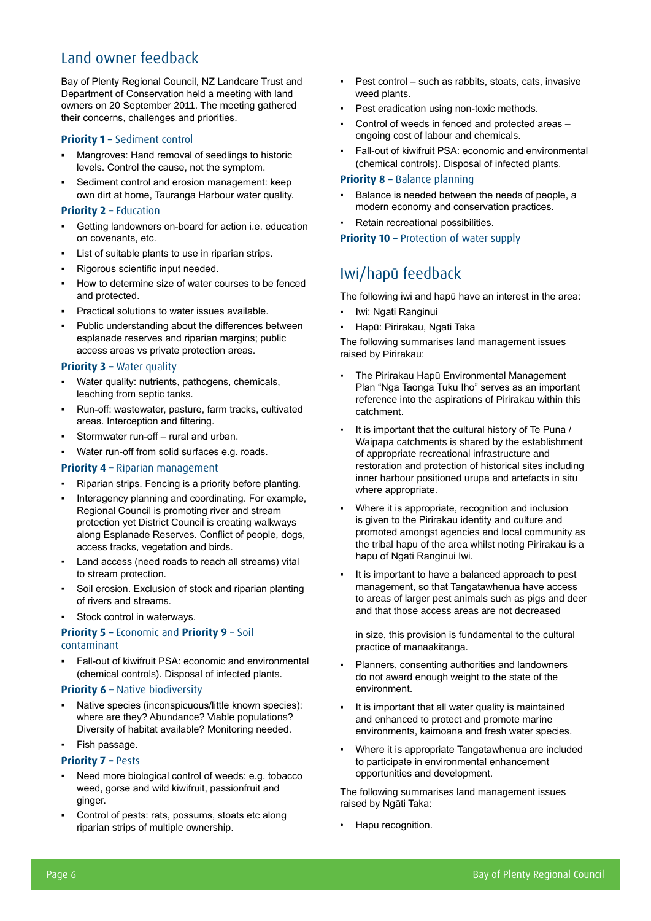## Land owner feedback

Bay of Plenty Regional Council, NZ Landcare Trust and Department of Conservation held a meeting with land owners on 20 September 2011. The meeting gathered their concerns, challenges and priorities.

### **Priority 1 –** Sediment control

- Mangroves: Hand removal of seedlings to historic levels. Control the cause, not the symptom.
- Sediment control and erosion management: keep own dirt at home, Tauranga Harbour water quality.

### **Priority 2 –** Education

- Getting landowners on-board for action i.e. education on covenants, etc.
- List of suitable plants to use in riparian strips.
- Rigorous scientific input needed.
- How to determine size of water courses to be fenced and protected.
- Practical solutions to water issues available.
- Public understanding about the differences between esplanade reserves and riparian margins; public access areas vs private protection areas.

### **Priority 3 –** Water quality

- Water quality: nutrients, pathogens, chemicals, leaching from septic tanks.
- Run-off: wastewater, pasture, farm tracks, cultivated areas. Interception and filtering.
- Stormwater run-off – rural and urban.
- Water run-off from solid surfaces e.g. roads.

### **Priority 4 –** Riparian management

- Riparian strips. Fencing is a priority before planting.
- Interagency planning and coordinating. For example, Regional Council is promoting river and stream protection yet District Council is creating walkways along Esplanade Reserves. Conflict of people, dogs, access tracks, vegetation and birds.
- Land access (need roads to reach all streams) vital to stream protection.
- Soil erosion. Exclusion of stock and riparian planting of rivers and streams.
- Stock control in waterways.

### **Priority 5 –** Economic and **Priority 9** – Soil contaminant

- Fall-out of kiwifruit PSA: economic and environmental (chemical controls). Disposal of infected plants.

### **Priority 6 –** Native biodiversity

- Native species (inconspicuous/little known species): where are they? Abundance? Viable populations? Diversity of habitat available? Monitoring needed.
- Fish passage.

### **Priority 7 –** Pests

- Need more biological control of weeds: e.g. tobacco weed, gorse and wild kiwifruit, passionfruit and ginger.
- Control of pests: rats, possums, stoats etc along riparian strips of multiple ownership.
- Pest control – such as rabbits, stoats, cats, invasive weed plants.
- Pest eradication using non-toxic methods.
- Control of weeds in fenced and protected areas – ongoing cost of labour and chemicals.
- Fall-out of kiwifruit PSA: economic and environmental (chemical controls). Disposal of infected plants.

### **Priority 8 –** Balance planning

- Balance is needed between the needs of people, a modern economy and conservation practices.
- Retain recreational possibilities.

### **Priority 10 –** Protection of water supply

## Iwi/hapū feedback

The following iwi and hapū have an interest in the area:

- Iwi: Ngati Ranginui
- Hapū: Pirirakau, Ngati Taka

The following summarises land management issues raised by Pirirakau:

- The Pirirakau Hapū Environmental Management Plan "Nga Taonga Tuku Iho" serves as an important reference into the aspirations of Pirirakau within this catchment.
- It is important that the cultural history of Te Puna / Waipapa catchments is shared by the establishment of appropriate recreational infrastructure and restoration and protection of historical sites including inner harbour positioned urupa and artefacts in situ where appropriate.
- Where it is appropriate, recognition and inclusion is given to the Pirirakau identity and culture and promoted amongst agencies and local community as the tribal hapu of the area whilst noting Pirirakau is a hapu of Ngati Ranginui Iwi.
- It is important to have a balanced approach to pest management, so that Tangatawhenua have access to areas of larger pest animals such as pigs and deer and that those access areas are not decreased in size, this provision is fundamental to the cultural practice of manaakitanga.
- Planners, consenting authorities and landowners do not award enough weight to the state of the environment.
- It is important that all water quality is maintained and enhanced to protect and promote marine environments, kaimoana and fresh water species.
- Where it is appropriate Tangatawhenua are included to participate in environmental enhancement opportunities and development.

The following summarises land management issues raised by Ngāti Taka:

- Hapu recognition.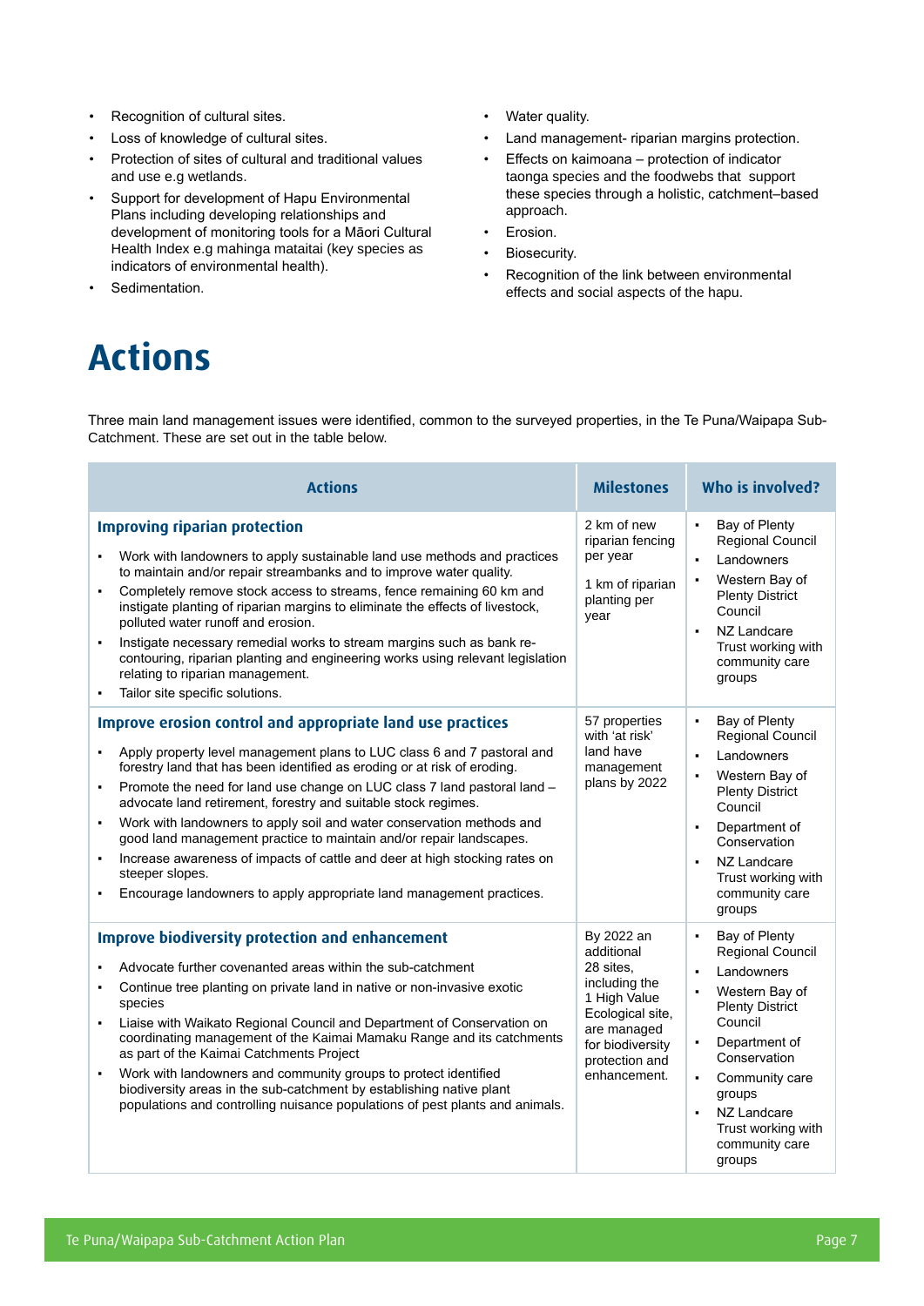- Recognition of cultural sites.
- Loss of knowledge of cultural sites.
- Protection of sites of cultural and traditional values and use e.g wetlands.
- Support for development of Hapu Environmental Plans including developing relationships and development of monitoring tools for a Māori Cultural Health Index e.g mahinga mataitai (key species as indicators of environmental health).
- Sedimentation.
- Water quality.
- Land management- riparian margins protection.
- Effects on kaimoana – protection of indicator taonga species and the foodwebs that support these species through a holistic, catchment–based approach.
- Erosion.
- Biosecurity.
- Recognition of the link between environmental effects and social aspects of the hapu.

# Actions

Three main land management issues were identified, common to the surveyed properties, in the Te Puna/Waipapa Sub-Catchment. These are set out in the table below.

| Actions | Milestones | Who is involved? |
|---|---|---|
| **Improving riparian protection**<br><br>▪ Work with landowners to apply sustainable land use methods and practices to maintain and/or repair streambanks and to improve water quality.<br>▪ Completely remove stock access to streams, fence remaining 60 km and instigate planting of riparian margins to eliminate the effects of livestock, polluted water runoff and erosion.<br>▪ Instigate necessary remedial works to stream margins such as bank re-contouring, riparian planting and engineering works using relevant legislation relating to riparian management.<br>▪ Tailor site specific solutions. | 2 km of new riparian fencing per year<br><br>1 km of riparian planting per year | ▪ Bay of Plenty Regional Council<br>▪ Landowners<br>▪ Western Bay of Plenty District Council<br>▪ NZ Landcare Trust working with community care groups |
| **Improve erosion control and appropriate land use practices**<br><br>▪ Apply property level management plans to LUC class 6 and 7 pastoral and forestry land that has been identified as eroding or at risk of eroding.<br>▪ Promote the need for land use change on LUC class 7 land pastoral land – advocate land retirement, forestry and suitable stock regimes.<br>▪ Work with landowners to apply soil and water conservation methods and good land management practice to maintain and/or repair landscapes.<br>▪ Increase awareness of impacts of cattle and deer at high stocking rates on steeper slopes.<br>▪ Encourage landowners to apply appropriate land management practices. | 57 properties with 'at risk' land have management plans by 2022 | ▪ Bay of Plenty Regional Council<br>▪ Landowners<br>▪ Western Bay of Plenty District Council<br>▪ Department of Conservation<br>▪ NZ Landcare Trust working with community care groups |
| **Improve biodiversity protection and enhancement**<br><br>▪ Advocate further covenanted areas within the sub-catchment<br>▪ Continue tree planting on private land in native or non-invasive exotic species<br>▪ Liaise with Waikato Regional Council and Department of Conservation on coordinating management of the Kaimai Mamaku Range and its catchments as part of the Kaimai Catchments Project<br>▪ Work with landowners and community groups to protect identified biodiversity areas in the sub-catchment by establishing native plant populations and controlling nuisance populations of pest plants and animals. | By 2022 an additional 28 sites, including the 1 High Value Ecological site, are managed for biodiversity protection and enhancement. | ▪ Bay of Plenty Regional Council<br>▪ Landowners<br>▪ Western Bay of Plenty District Council<br>▪ Department of Conservation<br>▪ Community care groups<br>▪ NZ Landcare Trust working with community care groups |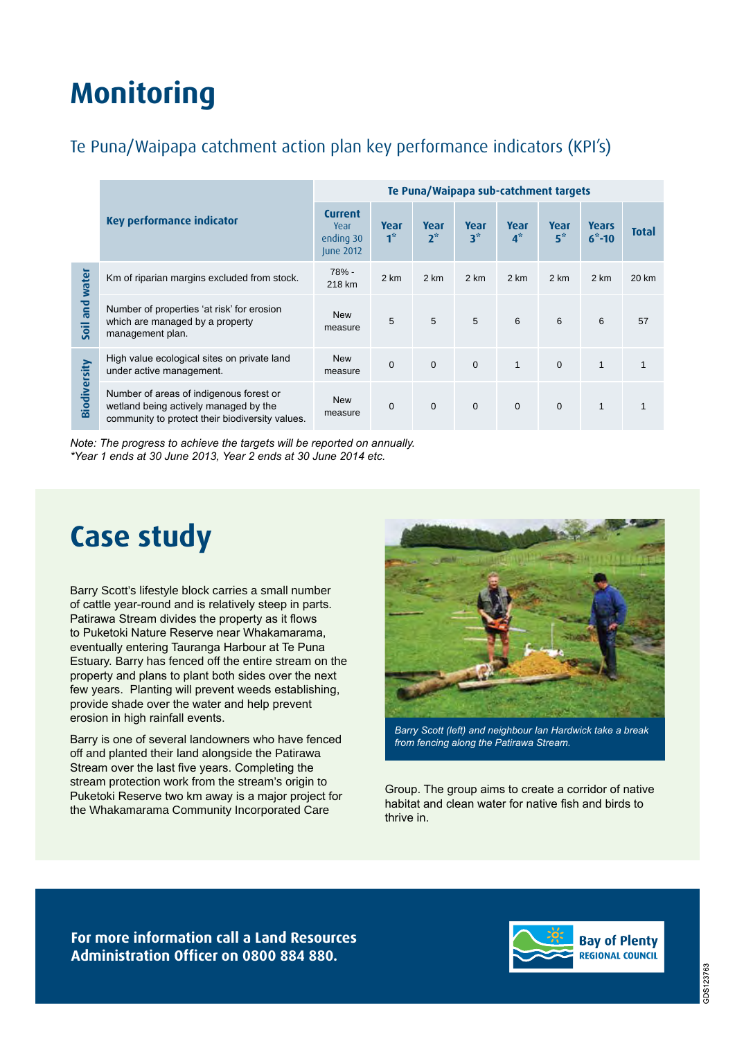# Monitoring

## Te Puna/Waipapa catchment action plan key performance indicators (KPI's)

| | Key performance indicator | Te Puna/Waipapa sub-catchment targets | | | | | | | |
|---|---|---|---|---|---|---|---|---|---|
| | | Current Year ending 30 June 2012 | Year 1* | Year 2* | Year 3* | Year 4* | Year 5* | Years 6*-10 | Total |
| Soil and water | Km of riparian margins excluded from stock. | 78% - 218 km | 2 km | 2 km | 2 km | 2 km | 2 km | 2 km | 20 km |
| Soil and water | Number of properties 'at risk' for erosion which are managed by a property management plan. | New measure | 5 | 5 | 5 | 6 | 6 | 6 | 57 |
| Biodiversity | High value ecological sites on private land under active management. | New measure | 0 | 0 | 0 | 1 | 0 | 1 | 1 |
| Biodiversity | Number of areas of indigenous forest or wetland being actively managed by the community to protect their biodiversity values. | New measure | 0 | 0 | 0 | 0 | 0 | 1 | 1 |

*Note: The progress to achieve the targets will be reported on annually.*
*\*Year 1 ends at 30 June 2013, Year 2 ends at 30 June 2014 etc.*

# Case study

Barry Scott's lifestyle block carries a small number of cattle year-round and is relatively steep in parts. Patirawa Stream divides the property as it flows to Puketoki Nature Reserve near Whakamarama, eventually entering Tauranga Harbour at Te Puna Estuary. Barry has fenced off the entire stream on the property and plans to plant both sides over the next few years. Planting will prevent weeds establishing, provide shade over the water and help prevent erosion in high rainfall events.

Barry is one of several landowners who have fenced off and planted their land alongside the Patirawa Stream over the last five years. Completing the stream protection work from the stream's origin to Puketoki Reserve two km away is a major project for the Whakamarama Community Incorporated Care Group. The group aims to create a corridor of native habitat and clean water for native fish and birds to thrive in.

*Barry Scott (left) and neighbour Ian Hardwick take a break from fencing along the Patirawa Stream.*

**For more information call a Land Resources Administration Officer on 0800 884 880.**

Bay of Plenty REGIONAL COUNCIL

GDS123763